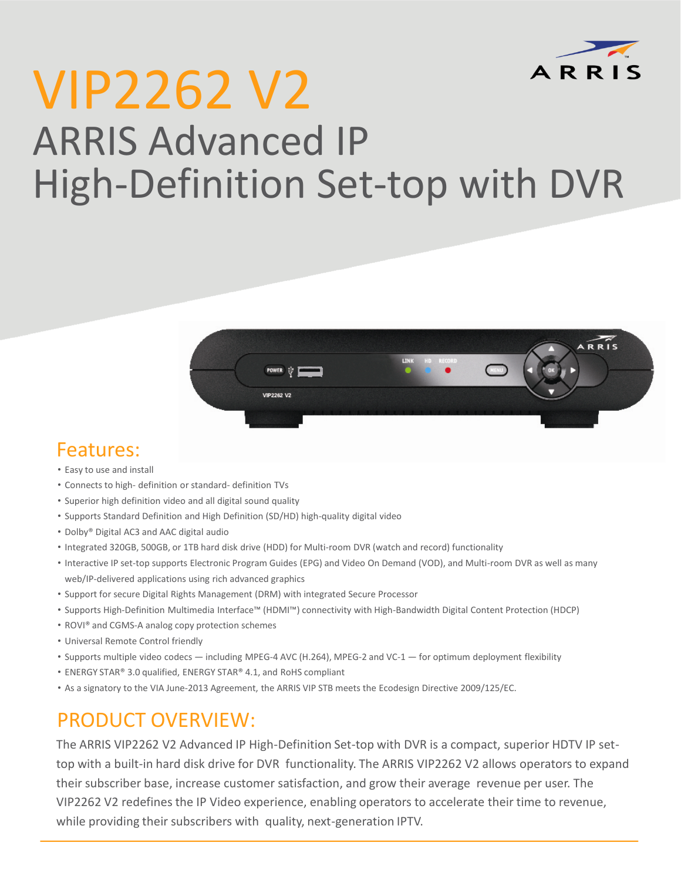# VIP2262 V2

## ARRIS Advanced IP High-Definition Set-top with DVR

## Features:

- Easy to use and install
- Connects to high- definition or standard- definition TVs
- Superior high definition video and all digital sound quality
- Supports Standard Definition and High Definition (SD/HD) high-quality digital video
- Dolby® Digital AC3 and AAC digital audio
- Integrated 320GB, 500GB, or 1TB hard disk drive (HDD) for Multi-room DVR (watch and record) functionality
- Interactive IP set-top supports Electronic Program Guides (EPG) and Video On Demand (VOD), and Multi-room DVR as well as many web/IP-delivered applications using rich advanced graphics
- Support for secure Digital Rights Management (DRM) with integrated Secure Processor
- Supports High-Definition Multimedia Interface™ (HDMI™) connectivity with High-Bandwidth Digital Content Protection (HDCP)
- ROVI® and CGMS-A analog copy protection schemes
- Universal Remote Control friendly
- Supports multiple video codecs — including MPEG-4 AVC (H.264), MPEG-2 and VC-1 — for optimum deployment flexibility
- ENERGY STAR® 3.0 qualified, ENERGY STAR® 4.1, and RoHS compliant
- As a signatory to the VIA June-2013 Agreement, the ARRIS VIP STB meets the Ecodesign Directive 2009/125/EC.

## PRODUCT OVERVIEW:

The ARRIS VIP2262 V2 Advanced IP High-Definition Set-top with DVR is a compact, superior HDTV IP set-top with a built-in hard disk drive for DVR functionality. The ARRIS VIP2262 V2 allows operators to expand their subscriber base, increase customer satisfaction, and grow their average revenue per user. The VIP2262 V2 redefines the IP Video experience, enabling operators to accelerate their time to revenue, while providing their subscribers with quality, next-generation IPTV.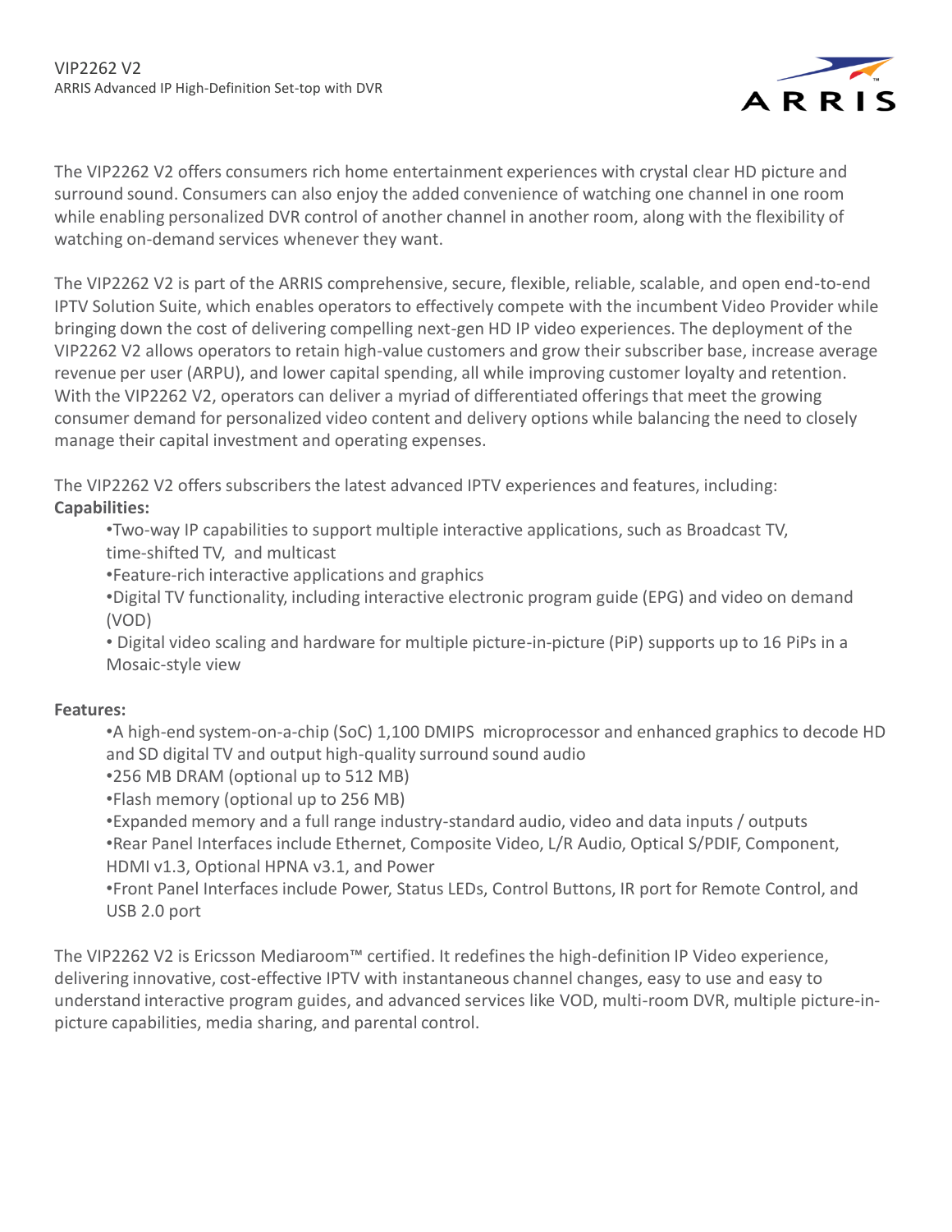VIP2262 V2

ARRIS Advanced IP High-Definition Set-top with DVR

The VIP2262 V2 offers consumers rich home entertainment experiences with crystal clear HD picture and surround sound. Consumers can also enjoy the added convenience of watching one channel in one room while enabling personalized DVR control of another channel in another room, along with the flexibility of watching on-demand services whenever they want.

The VIP2262 V2 is part of the ARRIS comprehensive, secure, flexible, reliable, scalable, and open end-to-end IPTV Solution Suite, which enables operators to effectively compete with the incumbent Video Provider while bringing down the cost of delivering compelling next-gen HD IP video experiences. The deployment of the VIP2262 V2 allows operators to retain high-value customers and grow their subscriber base, increase average revenue per user (ARPU), and lower capital spending, all while improving customer loyalty and retention. With the VIP2262 V2, operators can deliver a myriad of differentiated offerings that meet the growing consumer demand for personalized video content and delivery options while balancing the need to closely manage their capital investment and operating expenses.

The VIP2262 V2 offers subscribers the latest advanced IPTV experiences and features, including:

**Capabilities:**

- Two-way IP capabilities to support multiple interactive applications, such as Broadcast TV, time-shifted TV, and multicast
- Feature-rich interactive applications and graphics
- Digital TV functionality, including interactive electronic program guide (EPG) and video on demand (VOD)
- Digital video scaling and hardware for multiple picture-in-picture (PiP) supports up to 16 PiPs in a Mosaic-style view

**Features:**

- A high-end system-on-a-chip (SoC) 1,100 DMIPS microprocessor and enhanced graphics to decode HD and SD digital TV and output high-quality surround sound audio
- 256 MB DRAM (optional up to 512 MB)
- Flash memory (optional up to 256 MB)
- Expanded memory and a full range industry-standard audio, video and data inputs / outputs
- Rear Panel Interfaces include Ethernet, Composite Video, L/R Audio, Optical S/PDIF, Component, HDMI v1.3, Optional HPNA v3.1, and Power
- Front Panel Interfaces include Power, Status LEDs, Control Buttons, IR port for Remote Control, and USB 2.0 port

The VIP2262 V2 is Ericsson Mediaroom™ certified. It redefines the high-definition IP Video experience, delivering innovative, cost-effective IPTV with instantaneous channel changes, easy to use and easy to understand interactive program guides, and advanced services like VOD, multi-room DVR, multiple picture-in-picture capabilities, media sharing, and parental control.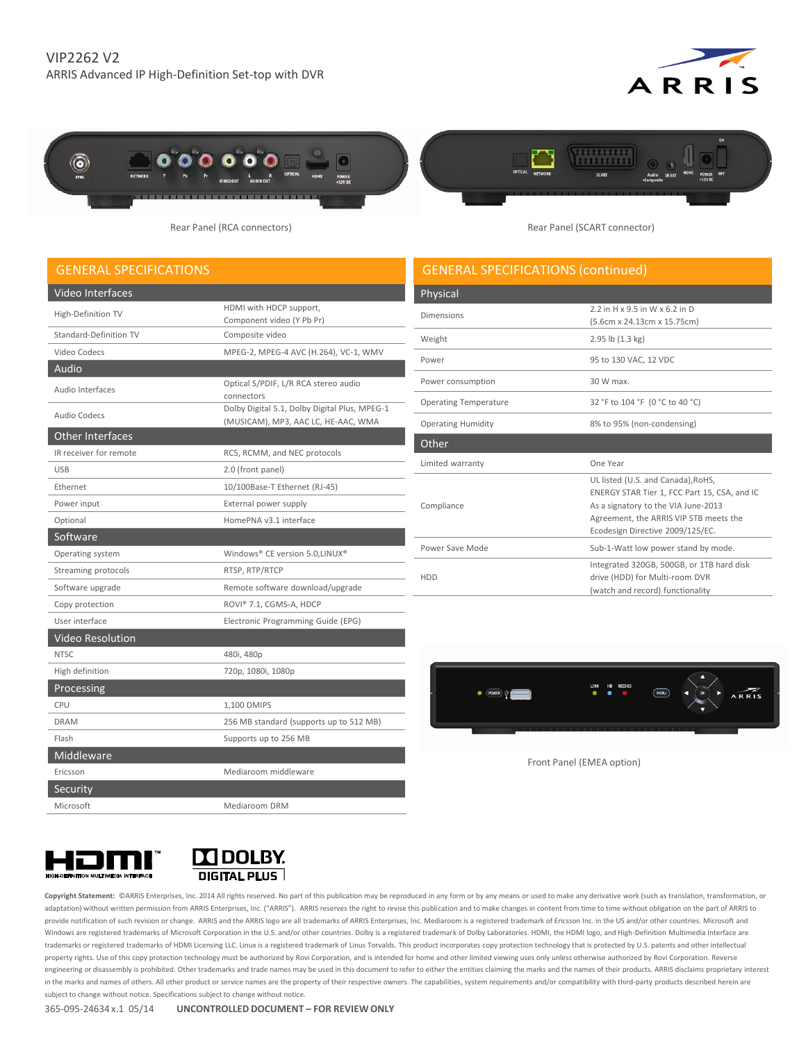# VIP2262 V2

ARRIS Advanced IP High-Definition Set-top with DVR

Rear Panel (RCA connectors)

Rear Panel (SCART connector)

## GENERAL SPECIFICATIONS

| | |
|---|---|
| **Video Interfaces** | |
| High-Definition TV | HDMI with HDCP support, Component video (Y Pb Pr) |
| Standard-Definition TV | Composite video |
| Video Codecs | MPEG-2, MPEG-4 AVC (H.264), VC-1, WMV |
| **Audio** | |
| Audio Interfaces | Optical S/PDIF, L/R RCA stereo audio connectors |
| Audio Codecs | Dolby Digital 5.1, Dolby Digital Plus, MPEG-1 (MUSICAM), MP3, AAC LC, HE-AAC, WMA |
| **Other Interfaces** | |
| IR receiver for remote | RC5, RCMM, and NEC protocols |
| USB | 2.0 (front panel) |
| Ethernet | 10/100Base-T Ethernet (RJ-45) |
| Power input | External power supply |
| Optional | HomePNA v3.1 interface |
| **Software** | |
| Operating system | Windows® CE version 5.0,LINUX® |
| Streaming protocols | RTSP, RTP/RTCP |
| Software upgrade | Remote software download/upgrade |
| Copy protection | ROVI® 7.1, CGMS-A, HDCP |
| User interface | Electronic Programming Guide (EPG) |
| **Video Resolution** | |
| NTSC | 480i, 480p |
| High definition | 720p, 1080i, 1080p |
| **Processing** | |
| CPU | 1,100 DMIPS |
| DRAM | 256 MB standard (supports up to 512 MB) |
| Flash | Supports up to 256 MB |
| **Middleware** | |
| Ericsson | Mediaroom middleware |
| **Security** | |
| Microsoft | Mediaroom DRM |

## GENERAL SPECIFICATIONS (continued)

| | |
|---|---|
| **Physical** | |
| Dimensions | 2.2 in H x 9.5 in W x 6.2 in D (5.6cm x 24.13cm x 15.75cm) |
| Weight | 2.95 lb (1.3 kg) |
| Power | 95 to 130 VAC, 12 VDC |
| Power consumption | 30 W max. |
| Operating Temperature | 32 °F to 104 °F (0 °C to 40 °C) |
| Operating Humidity | 8% to 95% (non-condensing) |
| **Other** | |
| Limited warranty | One Year |
| Compliance | UL listed (U.S. and Canada),RoHS, ENERGY STAR Tier 1, FCC Part 15, CSA, and IC As a signatory to the VIA June-2013 Agreement, the ARRIS VIP STB meets the Ecodesign Directive 2009/125/EC. |
| Power Save Mode | Sub-1-Watt low power stand by mode. |
| HDD | Integrated 320GB, 500GB, or 1TB hard disk drive (HDD) for Multi-room DVR (watch and record) functionality |

Front Panel (EMEA option)

**Copyright Statement:** ©ARRIS Enterprises, Inc. 2014 All rights reserved. No part of this publication may be reproduced in any form or by any means or used to make any derivative work (such as translation, transformation, or adaptation) without written permission from ARRIS Enterprises, Inc. ("ARRIS"). ARRIS reserves the right to revise this publication and to make changes in content from time to time without obligation on the part of ARRIS to provide notification of such revision or change. ARRIS and the ARRIS logo are all trademarks of ARRIS Enterprises, Inc. Mediaroom is a registered trademark of Ericsson Inc. in the US and/or other countries. Microsoft and Windows are registered trademarks of Microsoft Corporation in the U.S. and/or other countries. Dolby is a registered trademark of Dolby Laboratories. HDMI, the HDMI logo, and High-Definition Multimedia Interface are trademarks or registered trademarks of HDMI Licensing LLC. Linux is a registered trademark of Linus Torvalds. This product incorporates copy protection technology that is protected by U.S. patents and other intellectual property rights. Use of this copy protection technology must be authorized by Rovi Corporation, and is intended for home and other limited viewing uses only unless otherwise authorized by Rovi Corporation. Reverse engineering or disassembly is prohibited. Other trademarks and trade names may be used in this document to refer to either the entities claiming the marks and the names of their products. ARRIS disclaims proprietary interest in the marks and names of others. All other product or service names are the property of their respective owners. The capabilities, system requirements and/or compatibility with third-party products described herein are subject to change without notice. Specifications subject to change without notice.

365-095-24634 x.1 05/14 **UNCONTROLLED DOCUMENT – FOR REVIEW ONLY**